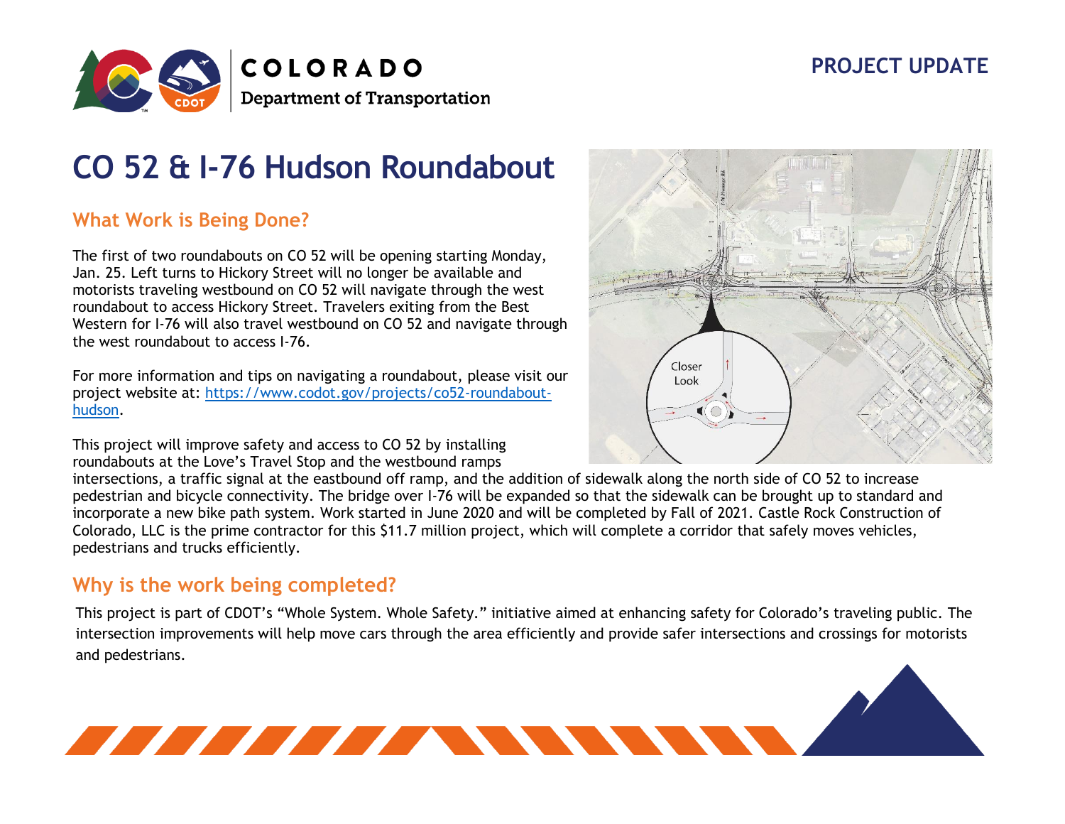COLORADO
Department of Transportation

PROJECT UPDATE

# CO 52 & I-76 Hudson Roundabout

## What Work is Being Done?

The first of two roundabouts on CO 52 will be opening starting Monday, Jan. 25. Left turns to Hickory Street will no longer be available and motorists traveling westbound on CO 52 will navigate through the west roundabout to access Hickory Street. Travelers exiting from the Best Western for I-76 will also travel westbound on CO 52 and navigate through the west roundabout to access I-76.

For more information and tips on navigating a roundabout, please visit our project website at: [https://www.codot.gov/projects/co52-roundabout-hudson](https://www.codot.gov/projects/co52-roundabout-hudson).

This project will improve safety and access to CO 52 by installing roundabouts at the Love's Travel Stop and the westbound ramps intersections, a traffic signal at the eastbound off ramp, and the addition of sidewalk along the north side of CO 52 to increase pedestrian and bicycle connectivity. The bridge over I-76 will be expanded so that the sidewalk can be brought up to standard and incorporate a new bike path system. Work started in June 2020 and will be completed by Fall of 2021. Castle Rock Construction of Colorado, LLC is the prime contractor for this $11.7 million project, which will complete a corridor that safely moves vehicles, pedestrians and trucks efficiently.

Closer Look

## Why is the work being completed?

This project is part of CDOT's "Whole System. Whole Safety." initiative aimed at enhancing safety for Colorado's traveling public. The intersection improvements will help move cars through the area efficiently and provide safer intersections and crossings for motorists and pedestrians.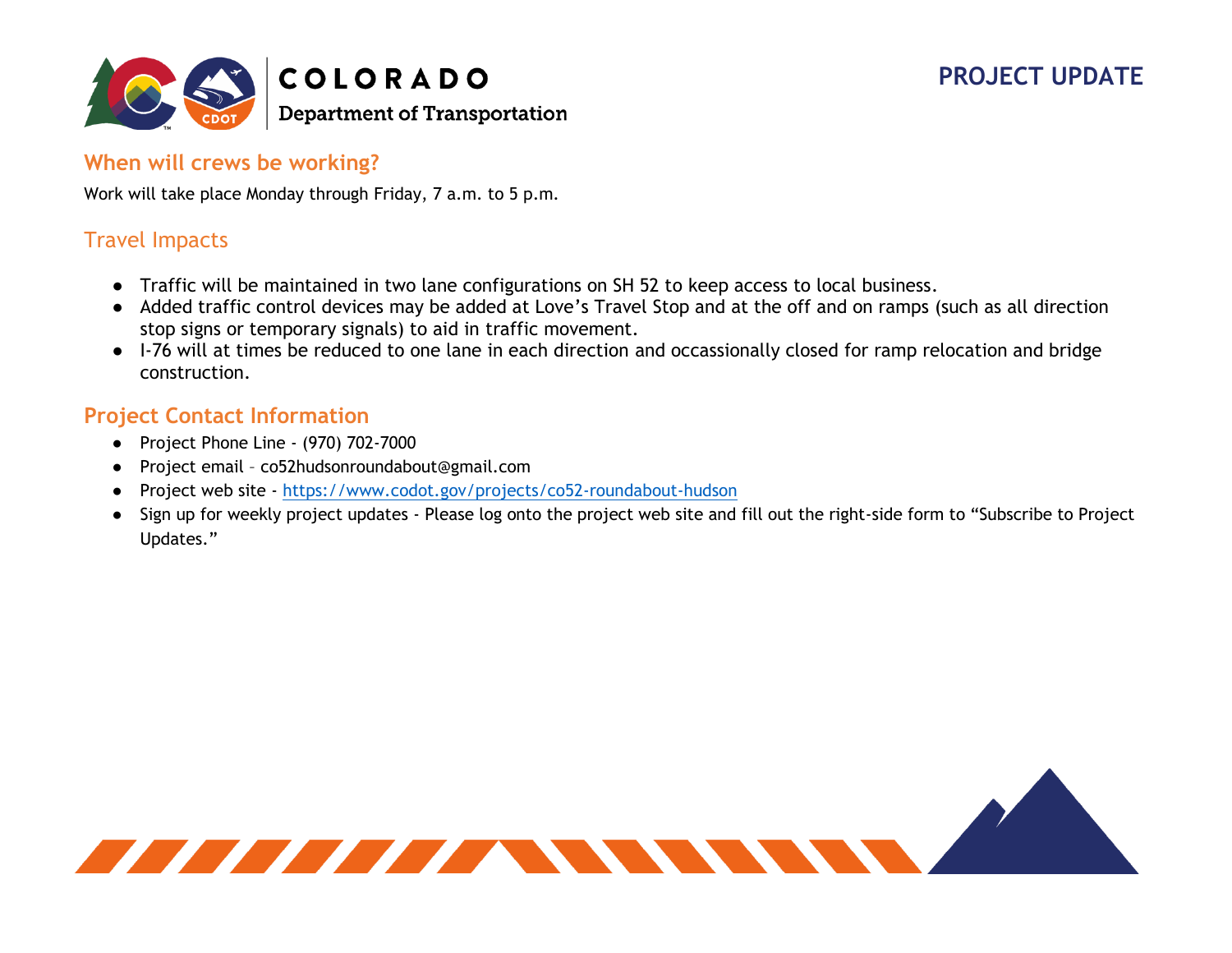# PROJECT UPDATE

## When will crews be working?

Work will take place Monday through Friday, 7 a.m. to 5 p.m.

## Travel Impacts

- Traffic will be maintained in two lane configurations on SH 52 to keep access to local business.
- Added traffic control devices may be added at Love's Travel Stop and at the off and on ramps (such as all direction stop signs or temporary signals) to aid in traffic movement.
- I-76 will at times be reduced to one lane in each direction and occassionally closed for ramp relocation and bridge construction.

## Project Contact Information

- Project Phone Line - (970) 702-7000
- Project email – co52hudsonroundabout@gmail.com
- Project web site - [https://www.codot.gov/projects/co52-roundabout-hudson](https://www.codot.gov/projects/co52-roundabout-hudson)
- Sign up for weekly project updates - Please log onto the project web site and fill out the right-side form to "Subscribe to Project Updates."